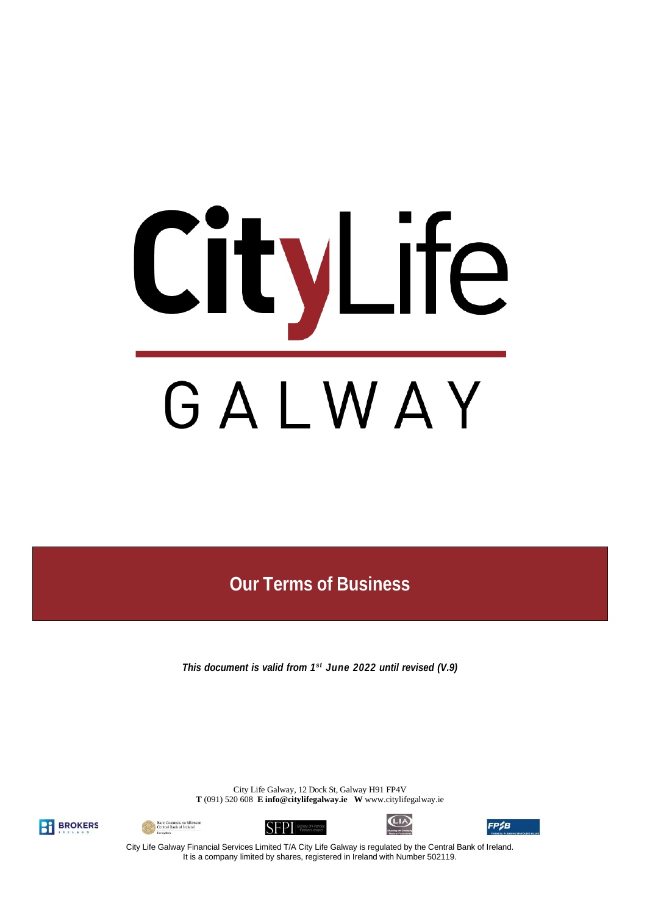# CityLife

# GALWAY

## Our Terms of Business

***This document is valid from 1st June 2022 until revised (V.9)***

City Life Galway, 12 Dock St, Galway H91 FP4V
**T** (091) 520 608 **E info@citylifegalway.ie** **W** www.citylifegalway.ie

City Life Galway Financial Services Limited T/A City Life Galway is regulated by the Central Bank of Ireland.
It is a company limited by shares, registered in Ireland with Number 502119.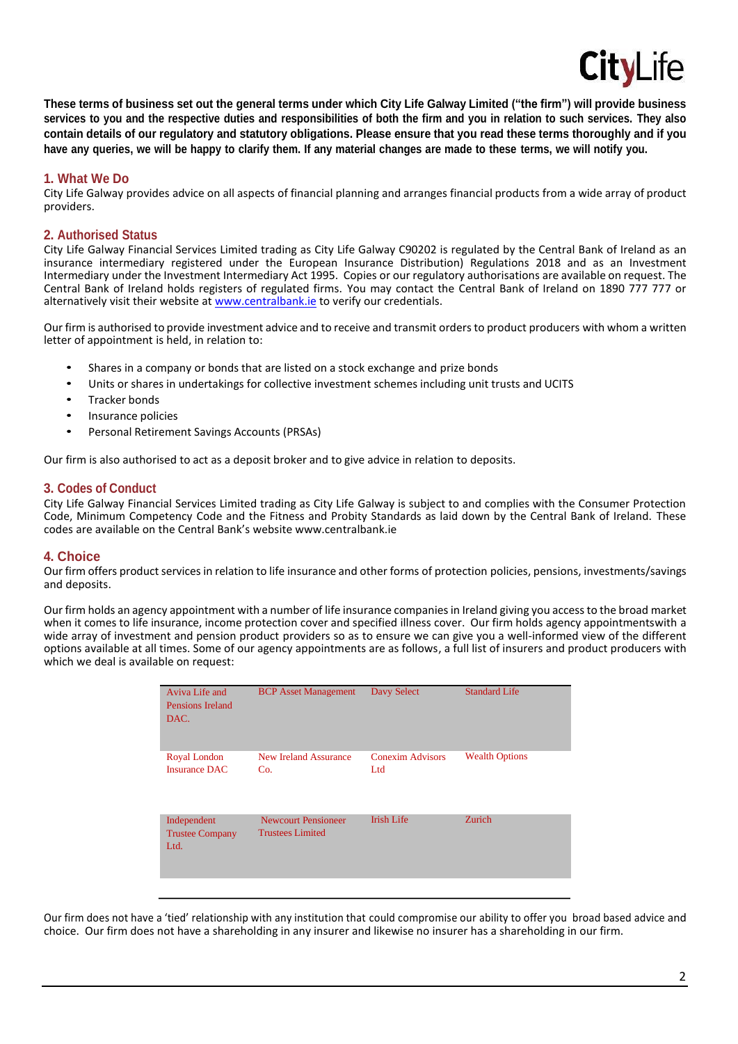These terms of business set out the general terms under which City Life Galway Limited ("the firm") will provide business services to you and the respective duties and responsibilities of both the firm and you in relation to such services. They also contain details of our regulatory and statutory obligations. Please ensure that you read these terms thoroughly and if you have any queries, we will be happy to clarify them. If any material changes are made to these terms, we will notify you.

## 1. What We Do

City Life Galway provides advice on all aspects of financial planning and arranges financial products from a wide array of product providers.

## 2. Authorised Status

City Life Galway Financial Services Limited trading as City Life Galway C90202 is regulated by the Central Bank of Ireland as an insurance intermediary registered under the European Insurance Distribution) Regulations 2018 and as an Investment Intermediary under the Investment Intermediary Act 1995. Copies or our regulatory authorisations are available on request. The Central Bank of Ireland holds registers of regulated firms. You may contact the Central Bank of Ireland on 1890 777 777 or alternatively visit their website at www.centralbank.ie to verify our credentials.

Our firm is authorised to provide investment advice and to receive and transmit orders to product producers with whom a written letter of appointment is held, in relation to:

- Shares in a company or bonds that are listed on a stock exchange and prize bonds
- Units or shares in undertakings for collective investment schemes including unit trusts and UCITS
- Tracker bonds
- Insurance policies
- Personal Retirement Savings Accounts (PRSAs)

Our firm is also authorised to act as a deposit broker and to give advice in relation to deposits.

## 3. Codes of Conduct

City Life Galway Financial Services Limited trading as City Life Galway is subject to and complies with the Consumer Protection Code, Minimum Competency Code and the Fitness and Probity Standards as laid down by the Central Bank of Ireland. These codes are available on the Central Bank's website www.centralbank.ie

## 4. Choice

Our firm offers product services in relation to life insurance and other forms of protection policies, pensions, investments/savings and deposits.

Our firm holds an agency appointment with a number of life insurance companies in Ireland giving you access to the broad market when it comes to life insurance, income protection cover and specified illness cover. Our firm holds agency appointmentswith a wide array of investment and pension product providers so as to ensure we can give you a well-informed view of the different options available at all times. Some of our agency appointments are as follows, a full list of insurers and product producers with which we deal is available on request:

| | | | |
|---|---|---|---|
| Aviva Life and Pensions Ireland DAC. | BCP Asset Management | Davy Select | Standard Life |
| Royal London Insurance DAC | New Ireland Assurance Co. | Conexim Advisors Ltd | Wealth Options |
| Independent Trustee Company Ltd. | Newcourt Pensioneer Trustees Limited | Irish Life | Zurich |

Our firm does not have a 'tied' relationship with any institution that could compromise our ability to offer you broad based advice and choice. Our firm does not have a shareholding in any insurer and likewise no insurer has a shareholding in our firm.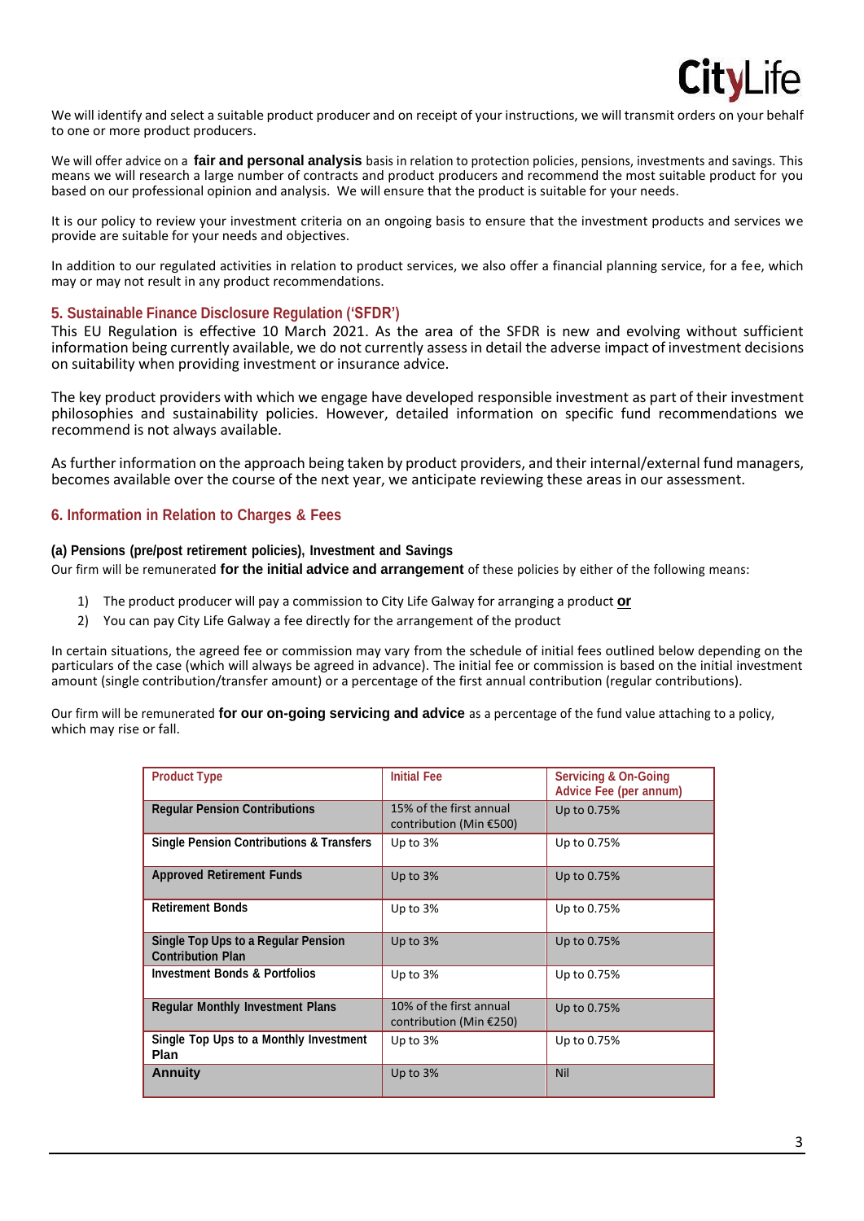We will identify and select a suitable product producer and on receipt of your instructions, we will transmit orders on your behalf to one or more product producers.

We will offer advice on a **fair and personal analysis** basis in relation to protection policies, pensions, investments and savings. This means we will research a large number of contracts and product producers and recommend the most suitable product for you based on our professional opinion and analysis. We will ensure that the product is suitable for your needs.

It is our policy to review your investment criteria on an ongoing basis to ensure that the investment products and services we provide are suitable for your needs and objectives.

In addition to our regulated activities in relation to product services, we also offer a financial planning service, for a fee, which may or may not result in any product recommendations.

## 5. Sustainable Finance Disclosure Regulation ('SFDR')

This EU Regulation is effective 10 March 2021. As the area of the SFDR is new and evolving without sufficient information being currently available, we do not currently assess in detail the adverse impact of investment decisions on suitability when providing investment or insurance advice.

The key product providers with which we engage have developed responsible investment as part of their investment philosophies and sustainability policies. However, detailed information on specific fund recommendations we recommend is not always available.

As further information on the approach being taken by product providers, and their internal/external fund managers, becomes available over the course of the next year, we anticipate reviewing these areas in our assessment.

## 6. Information in Relation to Charges & Fees

### (a) Pensions (pre/post retirement policies), Investment and Savings

Our firm will be remunerated **for the initial advice and arrangement** of these policies by either of the following means:

1) The product producer will pay a commission to City Life Galway for arranging a product **or**
2) You can pay City Life Galway a fee directly for the arrangement of the product

In certain situations, the agreed fee or commission may vary from the schedule of initial fees outlined below depending on the particulars of the case (which will always be agreed in advance). The initial fee or commission is based on the initial investment amount (single contribution/transfer amount) or a percentage of the first annual contribution (regular contributions).

Our firm will be remunerated **for our on-going servicing and advice** as a percentage of the fund value attaching to a policy, which may rise or fall.

| Product Type | Initial Fee | Servicing & On-Going Advice Fee (per annum) |
|---|---|---|
| **Regular Pension Contributions** | 15% of the first annual contribution (Min €500) | Up to 0.75% |
| **Single Pension Contributions & Transfers** | Up to 3% | Up to 0.75% |
| **Approved Retirement Funds** | Up to 3% | Up to 0.75% |
| **Retirement Bonds** | Up to 3% | Up to 0.75% |
| **Single Top Ups to a Regular Pension Contribution Plan** | Up to 3% | Up to 0.75% |
| **Investment Bonds & Portfolios** | Up to 3% | Up to 0.75% |
| **Regular Monthly Investment Plans** | 10% of the first annual contribution (Min €250) | Up to 0.75% |
| **Single Top Ups to a Monthly Investment Plan** | Up to 3% | Up to 0.75% |
| **Annuity** | Up to 3% | Nil |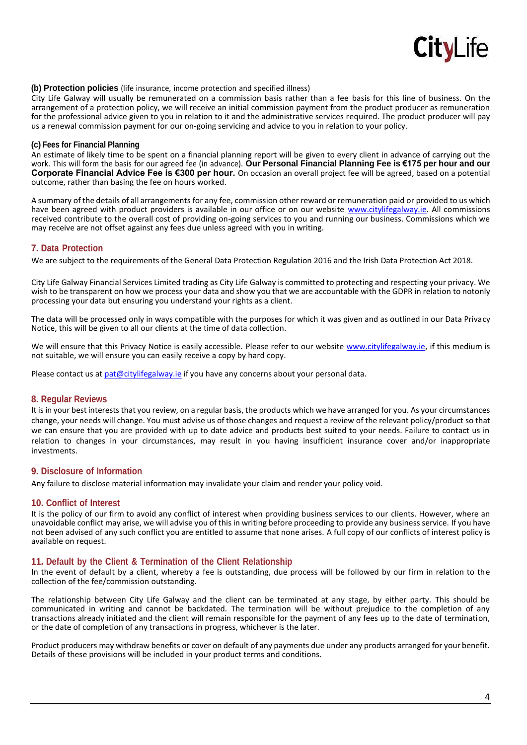**(b) Protection policies** (life insurance, income protection and specified illness)

City Life Galway will usually be remunerated on a commission basis rather than a fee basis for this line of business. On the arrangement of a protection policy, we will receive an initial commission payment from the product producer as remuneration for the professional advice given to you in relation to it and the administrative services required. The product producer will pay us a renewal commission payment for our on-going servicing and advice to you in relation to your policy.

**(c) Fees for Financial Planning**

An estimate of likely time to be spent on a financial planning report will be given to every client in advance of carrying out the work. This will form the basis for our agreed fee (in advance). **Our Personal Financial Planning Fee is €175 per hour and our Corporate Financial Advice Fee is €300 per hour.** On occasion an overall project fee will be agreed, based on a potential outcome, rather than basing the fee on hours worked.

A summary of the details of all arrangements for any fee, commission other reward or remuneration paid or provided to us which have been agreed with product providers is available in our office or on our website www.citylifegalway.ie. All commissions received contribute to the overall cost of providing on-going services to you and running our business. Commissions which we may receive are not offset against any fees due unless agreed with you in writing.

## 7. Data Protection

We are subject to the requirements of the General Data Protection Regulation 2016 and the Irish Data Protection Act 2018.

City Life Galway Financial Services Limited trading as City Life Galway is committed to protecting and respecting your privacy. We wish to be transparent on how we process your data and show you that we are accountable with the GDPR in relation to notonly processing your data but ensuring you understand your rights as a client.

The data will be processed only in ways compatible with the purposes for which it was given and as outlined in our Data Privacy Notice, this will be given to all our clients at the time of data collection.

We will ensure that this Privacy Notice is easily accessible. Please refer to our website www.citylifegalway.ie, if this medium is not suitable, we will ensure you can easily receive a copy by hard copy.

Please contact us at pat@citylifegalway.ie if you have any concerns about your personal data.

## 8. Regular Reviews

It is in your best interests that you review, on a regular basis, the products which we have arranged for you. As your circumstances change, your needs will change. You must advise us of those changes and request a review of the relevant policy/product so that we can ensure that you are provided with up to date advice and products best suited to your needs. Failure to contact us in relation to changes in your circumstances, may result in you having insufficient insurance cover and/or inappropriate investments.

## 9. Disclosure of Information

Any failure to disclose material information may invalidate your claim and render your policy void.

## 10. Conflict of Interest

It is the policy of our firm to avoid any conflict of interest when providing business services to our clients. However, where an unavoidable conflict may arise, we will advise you of this in writing before proceeding to provide any business service. If you have not been advised of any such conflict you are entitled to assume that none arises. A full copy of our conflicts of interest policy is available on request.

## 11. Default by the Client & Termination of the Client Relationship

In the event of default by a client, whereby a fee is outstanding, due process will be followed by our firm in relation to the collection of the fee/commission outstanding.

The relationship between City Life Galway and the client can be terminated at any stage, by either party. This should be communicated in writing and cannot be backdated. The termination will be without prejudice to the completion of any transactions already initiated and the client will remain responsible for the payment of any fees up to the date of termination, or the date of completion of any transactions in progress, whichever is the later.

Product producers may withdraw benefits or cover on default of any payments due under any products arranged for your benefit. Details of these provisions will be included in your product terms and conditions.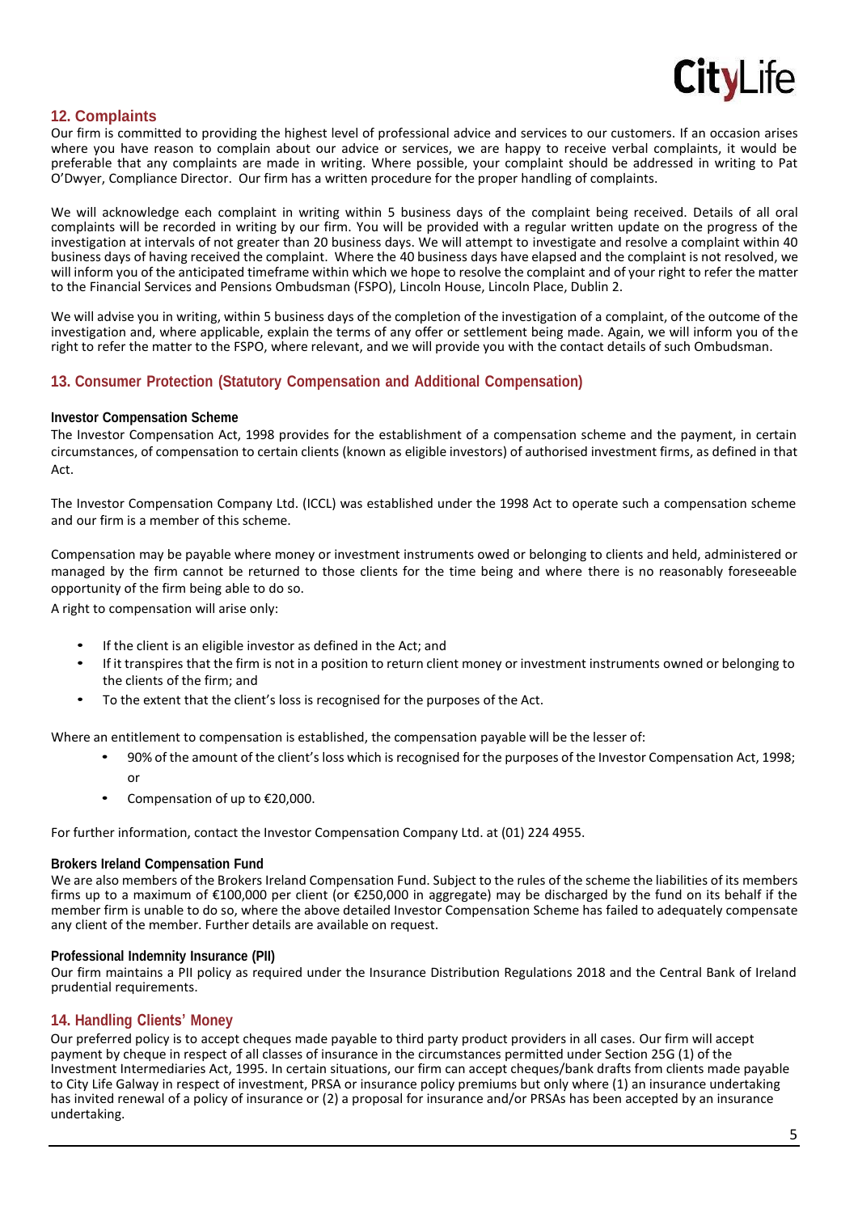## 12. Complaints

Our firm is committed to providing the highest level of professional advice and services to our customers. If an occasion arises where you have reason to complain about our advice or services, we are happy to receive verbal complaints, it would be preferable that any complaints are made in writing. Where possible, your complaint should be addressed in writing to Pat O'Dwyer, Compliance Director. Our firm has a written procedure for the proper handling of complaints.

We will acknowledge each complaint in writing within 5 business days of the complaint being received. Details of all oral complaints will be recorded in writing by our firm. You will be provided with a regular written update on the progress of the investigation at intervals of not greater than 20 business days. We will attempt to investigate and resolve a complaint within 40 business days of having received the complaint. Where the 40 business days have elapsed and the complaint is not resolved, we will inform you of the anticipated timeframe within which we hope to resolve the complaint and of your right to refer the matter to the Financial Services and Pensions Ombudsman (FSPO), Lincoln House, Lincoln Place, Dublin 2.

We will advise you in writing, within 5 business days of the completion of the investigation of a complaint, of the outcome of the investigation and, where applicable, explain the terms of any offer or settlement being made. Again, we will inform you of the right to refer the matter to the FSPO, where relevant, and we will provide you with the contact details of such Ombudsman.

## 13. Consumer Protection (Statutory Compensation and Additional Compensation)

**Investor Compensation Scheme**

The Investor Compensation Act, 1998 provides for the establishment of a compensation scheme and the payment, in certain circumstances, of compensation to certain clients (known as eligible investors) of authorised investment firms, as defined in that Act.

The Investor Compensation Company Ltd. (ICCL) was established under the 1998 Act to operate such a compensation scheme and our firm is a member of this scheme.

Compensation may be payable where money or investment instruments owed or belonging to clients and held, administered or managed by the firm cannot be returned to those clients for the time being and where there is no reasonably foreseeable opportunity of the firm being able to do so.

A right to compensation will arise only:

- If the client is an eligible investor as defined in the Act; and
- If it transpires that the firm is not in a position to return client money or investment instruments owned or belonging to the clients of the firm; and
- To the extent that the client's loss is recognised for the purposes of the Act.

Where an entitlement to compensation is established, the compensation payable will be the lesser of:

- 90% of the amount of the client's loss which is recognised for the purposes of the Investor Compensation Act, 1998; or
- Compensation of up to €20,000.

For further information, contact the Investor Compensation Company Ltd. at (01) 224 4955.

**Brokers Ireland Compensation Fund**

We are also members of the Brokers Ireland Compensation Fund. Subject to the rules of the scheme the liabilities of its members firms up to a maximum of €100,000 per client (or €250,000 in aggregate) may be discharged by the fund on its behalf if the member firm is unable to do so, where the above detailed Investor Compensation Scheme has failed to adequately compensate any client of the member. Further details are available on request.

**Professional Indemnity Insurance (PII)**

Our firm maintains a PII policy as required under the Insurance Distribution Regulations 2018 and the Central Bank of Ireland prudential requirements.

## 14. Handling Clients' Money

Our preferred policy is to accept cheques made payable to third party product providers in all cases. Our firm will accept payment by cheque in respect of all classes of insurance in the circumstances permitted under Section 25G (1) of the Investment Intermediaries Act, 1995. In certain situations, our firm can accept cheques/bank drafts from clients made payable to City Life Galway in respect of investment, PRSA or insurance policy premiums but only where (1) an insurance undertaking has invited renewal of a policy of insurance or (2) a proposal for insurance and/or PRSAs has been accepted by an insurance undertaking.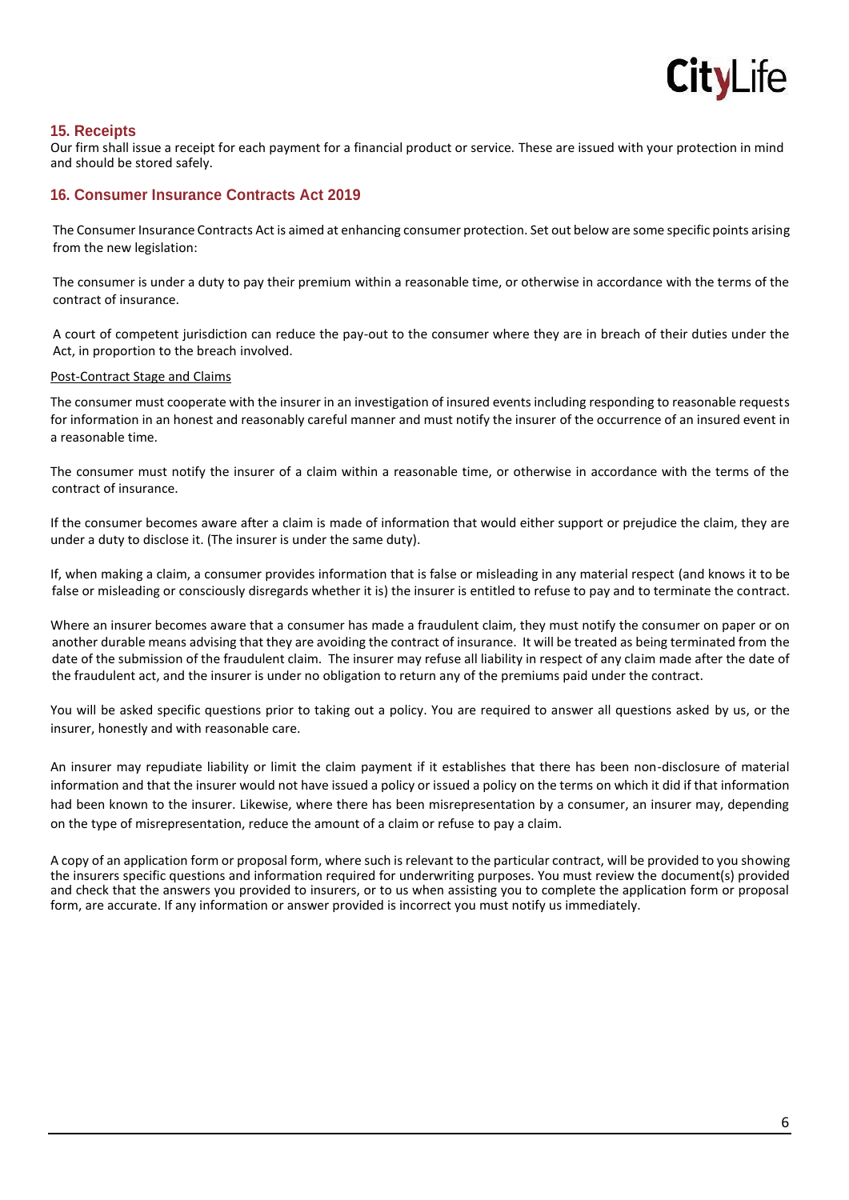## 15. Receipts

Our firm shall issue a receipt for each payment for a financial product or service. These are issued with your protection in mind and should be stored safely.

## 16. Consumer Insurance Contracts Act 2019

The Consumer Insurance Contracts Act is aimed at enhancing consumer protection. Set out below are some specific points arising from the new legislation:

The consumer is under a duty to pay their premium within a reasonable time, or otherwise in accordance with the terms of the contract of insurance.

A court of competent jurisdiction can reduce the pay-out to the consumer where they are in breach of their duties under the Act, in proportion to the breach involved.

<u>Post-Contract Stage and Claims</u>

The consumer must cooperate with the insurer in an investigation of insured events including responding to reasonable requests for information in an honest and reasonably careful manner and must notify the insurer of the occurrence of an insured event in a reasonable time.

The consumer must notify the insurer of a claim within a reasonable time, or otherwise in accordance with the terms of the contract of insurance.

If the consumer becomes aware after a claim is made of information that would either support or prejudice the claim, they are under a duty to disclose it. (The insurer is under the same duty).

If, when making a claim, a consumer provides information that is false or misleading in any material respect (and knows it to be false or misleading or consciously disregards whether it is) the insurer is entitled to refuse to pay and to terminate the contract.

Where an insurer becomes aware that a consumer has made a fraudulent claim, they must notify the consumer on paper or on another durable means advising that they are avoiding the contract of insurance. It will be treated as being terminated from the date of the submission of the fraudulent claim. The insurer may refuse all liability in respect of any claim made after the date of the fraudulent act, and the insurer is under no obligation to return any of the premiums paid under the contract.

You will be asked specific questions prior to taking out a policy. You are required to answer all questions asked by us, or the insurer, honestly and with reasonable care.

An insurer may repudiate liability or limit the claim payment if it establishes that there has been non-disclosure of material information and that the insurer would not have issued a policy or issued a policy on the terms on which it did if that information had been known to the insurer. Likewise, where there has been misrepresentation by a consumer, an insurer may, depending on the type of misrepresentation, reduce the amount of a claim or refuse to pay a claim.

A copy of an application form or proposal form, where such is relevant to the particular contract, will be provided to you showing the insurers specific questions and information required for underwriting purposes. You must review the document(s) provided and check that the answers you provided to insurers, or to us when assisting you to complete the application form or proposal form, are accurate. If any information or answer provided is incorrect you must notify us immediately.